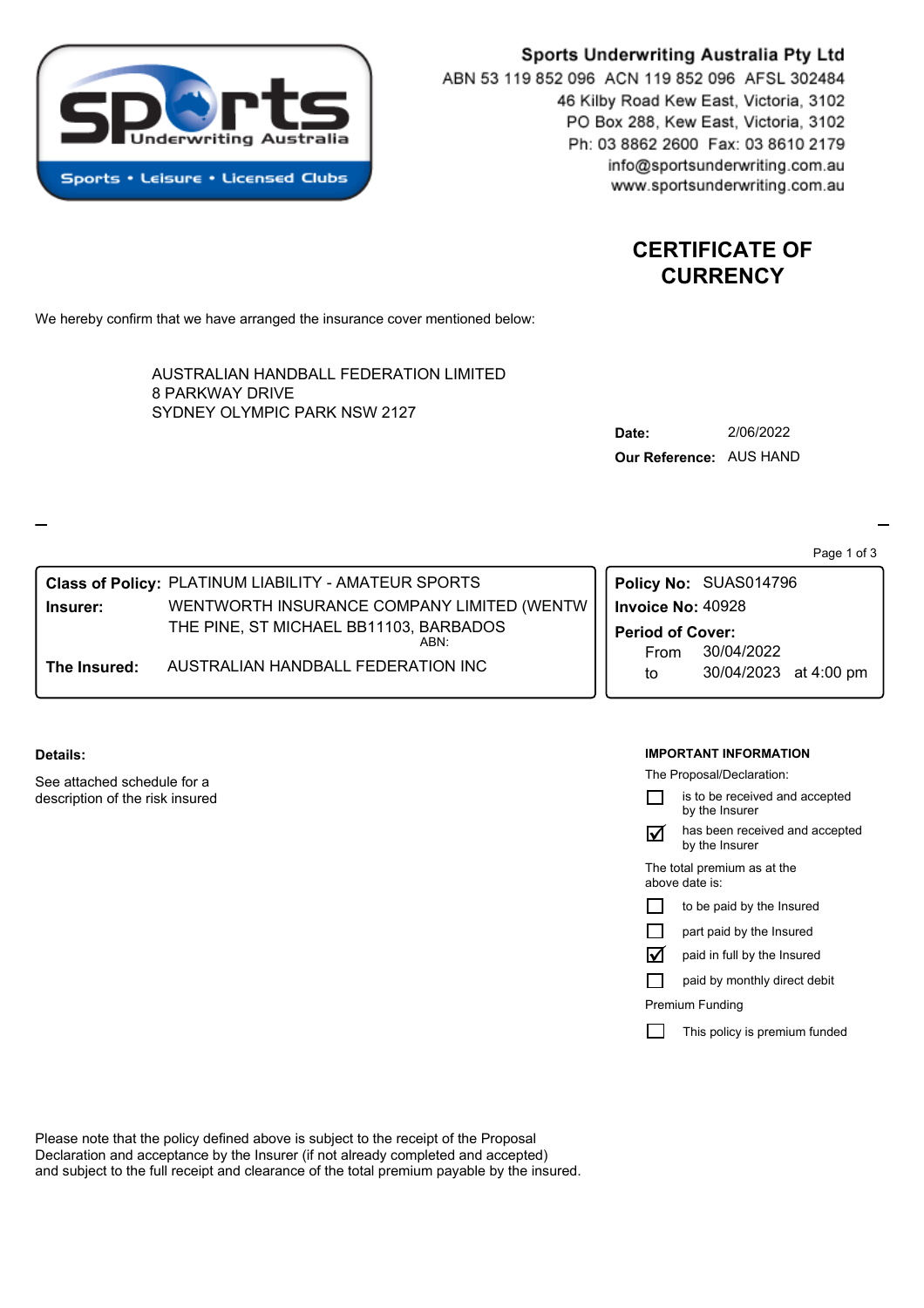**Sports Underwriting Australia Pty Ltd**
ABN 53 119 852 096 ACN 119 852 096 AFSL 302484
46 Kilby Road Kew East, Victoria, 3102
PO Box 288, Kew East, Victoria, 3102
Ph: 03 8862 2600 Fax: 03 8610 2179
info@sportsunderwriting.com.au
www.sportsunderwriting.com.au

# CERTIFICATE OF CURRENCY

We hereby confirm that we have arranged the insurance cover mentioned below:

AUSTRALIAN HANDBALL FEDERATION LIMITED
8 PARKWAY DRIVE
SYDNEY OLYMPIC PARK NSW 2127

**Date:** 2/06/2022
**Our Reference:** AUS HAND

| | |
|---|---|
| **Class of Policy:** | PLATINUM LIABILITY - AMATEUR SPORTS |
| **Insurer:** | WENTWORTH INSURANCE COMPANY LIMITED (WENTW THE PINE, ST MICHAEL BB11103, BARBADOS ABN: |
| **The Insured:** | AUSTRALIAN HANDBALL FEDERATION INC |

| | |
|---|---|
| **Policy No:** | SUAS014796 |
| **Invoice No:** | 40928 |
| **Period of Cover:** | |
| From | 30/04/2022 |
| to | 30/04/2023 at 4:00 pm |

**Details:**

See attached schedule for a description of the risk insured

**IMPORTANT INFORMATION**

The Proposal/Declaration:

- [ ] is to be received and accepted by the Insurer
- [x] has been received and accepted by the Insurer

The total premium as at the above date is:

- [ ] to be paid by the Insured
- [ ] part paid by the Insured
- [x] paid in full by the Insured
- [ ] paid by monthly direct debit

Premium Funding

- [ ] This policy is premium funded

Please note that the policy defined above is subject to the receipt of the Proposal Declaration and acceptance by the Insurer (if not already completed and accepted) and subject to the full receipt and clearance of the total premium payable by the insured.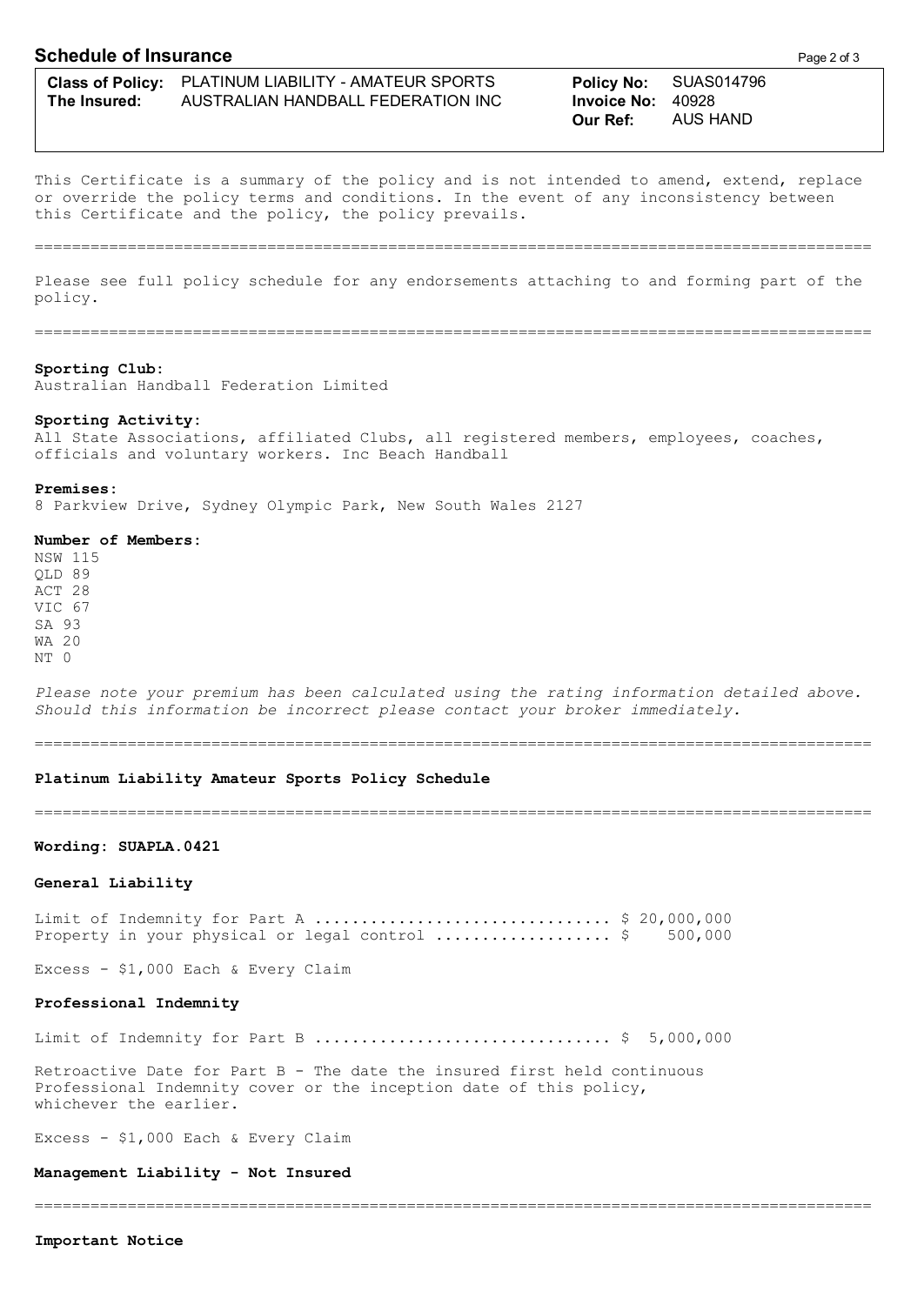## Schedule of Insurance

| | | | |
|---|---|---|---|
| **Class of Policy:** | PLATINUM LIABILITY - AMATEUR SPORTS | **Policy No:** | SUAS014796 |
| **The Insured:** | AUSTRALIAN HANDBALL FEDERATION INC | **Invoice No:** | 40928 |
| | | **Our Ref:** | AUS HAND |

This Certificate is a summary of the policy and is not intended to amend, extend, replace or override the policy terms and conditions. In the event of any inconsistency between this Certificate and the policy, the policy prevails.

---

Please see full policy schedule for any endorsements attaching to and forming part of the policy.

---

**Sporting Club:**
Australian Handball Federation Limited

**Sporting Activity:**
All State Associations, affiliated Clubs, all registered members, employees, coaches, officials and voluntary workers. Inc Beach Handball

**Premises:**
8 Parkview Drive, Sydney Olympic Park, New South Wales 2127

**Number of Members:**
NSW 115
QLD 89
ACT 28
VIC 67
SA 93
WA 20
NT 0

*Please note your premium has been calculated using the rating information detailed above. Should this information be incorrect please contact your broker immediately.*

---

**Platinum Liability Amateur Sports Policy Schedule**

---

**Wording: SUAPLA.0421**

**General Liability**

Limit of Indemnity for Part A ................................ $ 20,000,000
Property in your physical or legal control .................. $ 500,000

Excess - $1,000 Each & Every Claim

**Professional Indemnity**

Limit of Indemnity for Part B ................................ $ 5,000,000

Retroactive Date for Part B - The date the insured first held continuous Professional Indemnity cover or the inception date of this policy, whichever the earlier.

Excess - $1,000 Each & Every Claim

**Management Liability - Not Insured**

---

**Important Notice**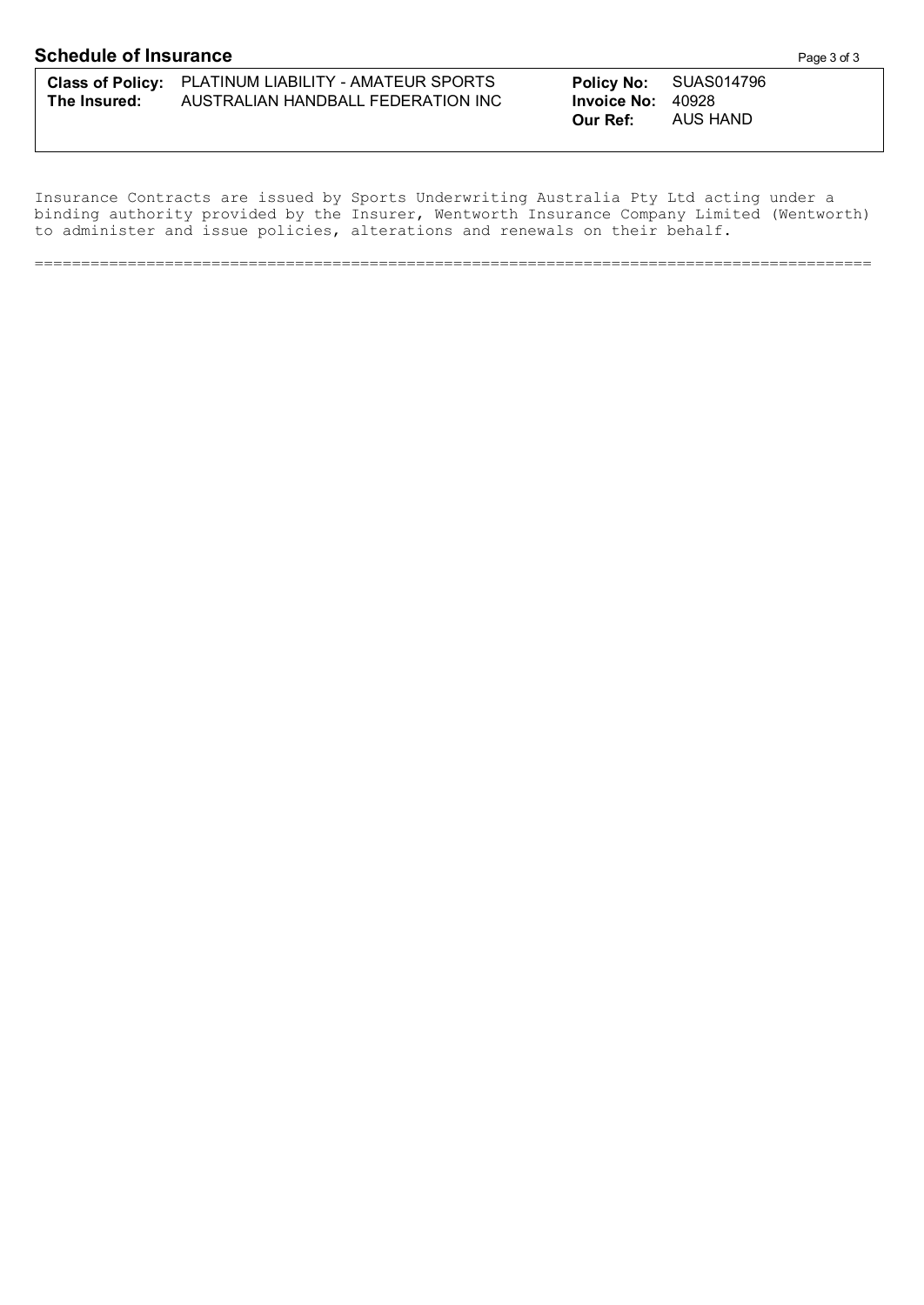## Schedule of Insurance

| | | | |
|---|---|---|---|
| **Class of Policy:** | PLATINUM LIABILITY - AMATEUR SPORTS | **Policy No:** | SUAS014796 |
| **The Insured:** | AUSTRALIAN HANDBALL FEDERATION INC | **Invoice No:** | 40928 |
| | | **Our Ref:** | AUS HAND |

Insurance Contracts are issued by Sports Underwriting Australia Pty Ltd acting under a binding authority provided by the Insurer, Wentworth Insurance Company Limited (Wentworth) to administer and issue policies, alterations and renewals on their behalf.

==========================================================================================